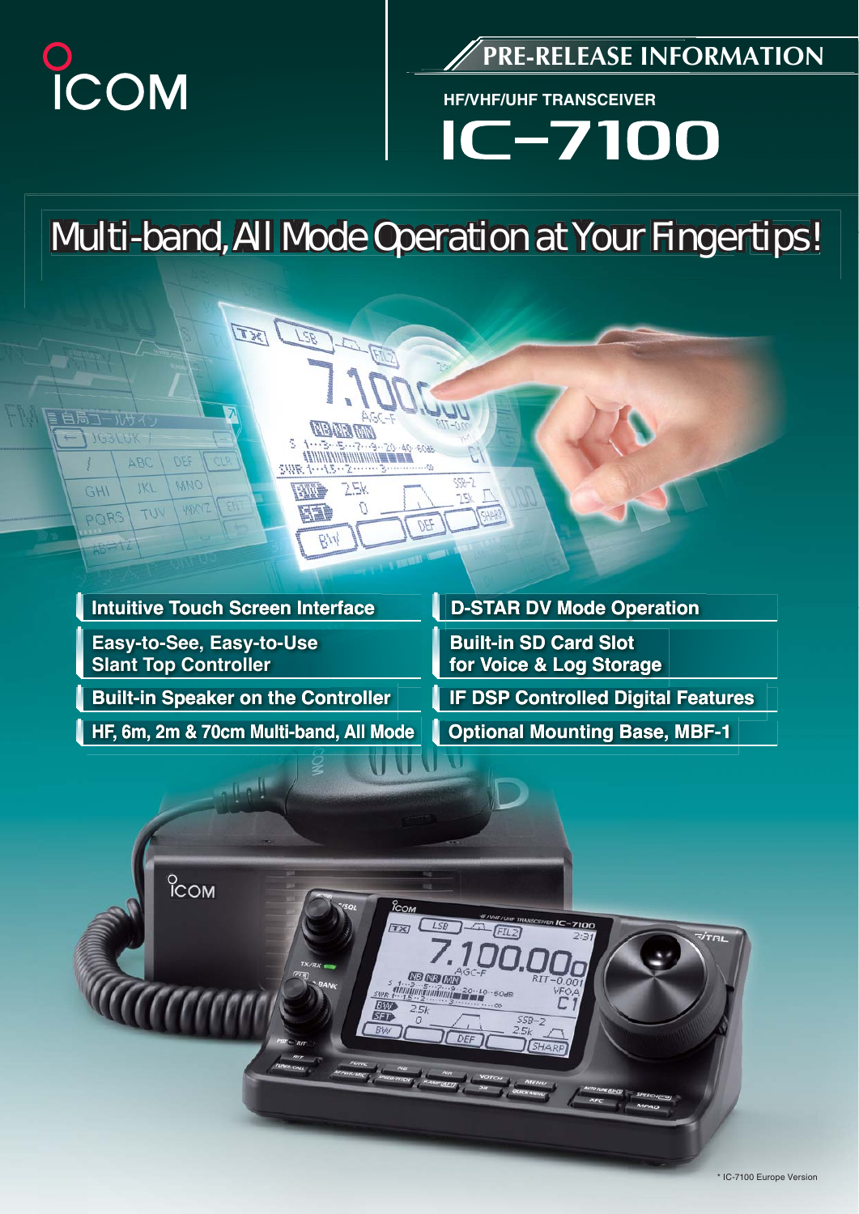ICOM

PRE-RELEASE INFORMATION

HF/VHF/UHF TRANSCEIVER

# IC-7100

## Multi-band, All Mode Operation at Your Fingertips!

- Intuitive Touch Screen Interface
- Easy-to-See, Easy-to-Use Slant Top Controller
- Built-in Speaker on the Controller
- HF, 6m, 2m & 70cm Multi-band, All Mode
- D-STAR DV Mode Operation
- Built-in SD Card Slot for Voice & Log Storage
- IF DSP Controlled Digital Features
- Optional Mounting Base, MBF-1

* IC-7100 Europe Version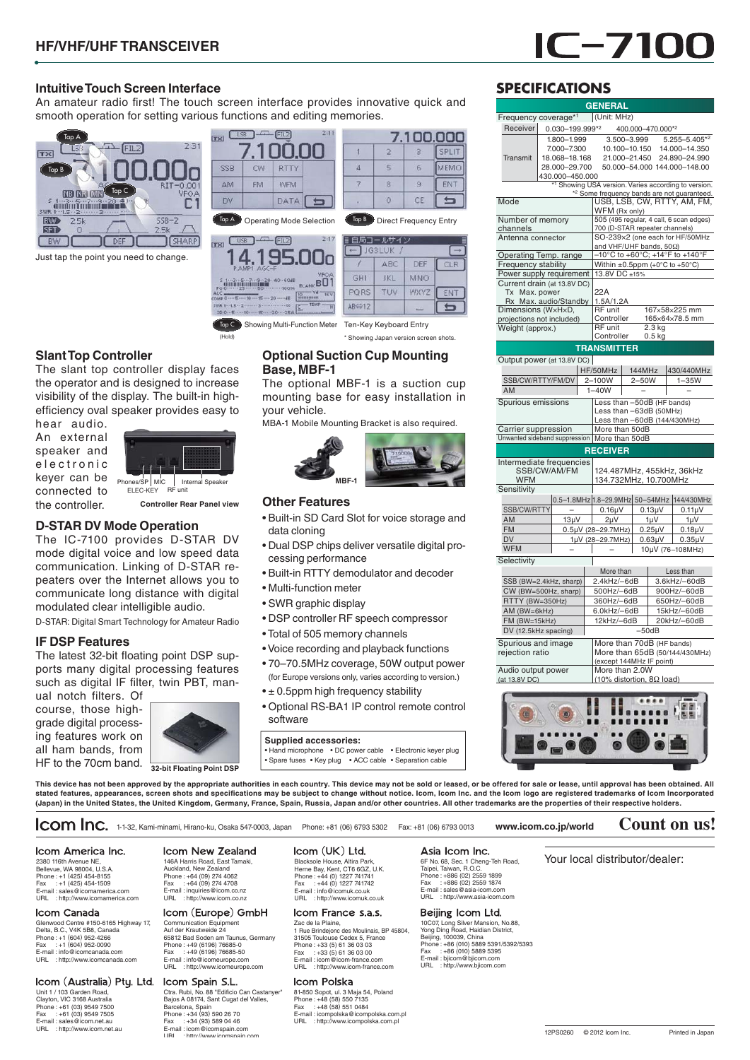## HF/VHF/UHF TRANSCEIVER

# IC-7100

### Intuitive Touch Screen Interface

An amateur radio first! The touch screen interface provides innovative quick and smooth operation for setting various functions and editing memories.

Just tap the point you need to change.

Tap A Operating Mode Selection

Tap B Direct Frequency Entry

Tap C (Hold) Showing Multi-Function Meter

Ten-Key Keyboard Entry

* Showing Japan version screen shots.

### Slant Top Controller

The slant top controller display faces the operator and is designed to increase visibility of the display. The built-in high-efficiency oval speaker provides easy to hear audio.

An external speaker and electronic keyer can be connected to the controller.

Phones/SP | MIC | ELEC-KEY | RF unit | Internal Speaker

Controller Rear Panel view

### D-STAR DV Mode Operation

The IC-7100 provides D-STAR DV mode digital voice and low speed data communication. Linking of D-STAR repeaters over the Internet allows you to communicate long distance with digital modulated clear intelligible audio.

D-STAR: Digital Smart Technology for Amateur Radio

### IF DSP Features

The latest 32-bit floating point DSP supports many digital processing features such as digital IF filter, twin PBT, manual notch filters. Of course, those high-grade digital processing features work on all ham bands, from HF to the 70cm band.

32-bit Floating Point DSP

### Optional Suction Cup Mounting Base, MBF-1

The optional MBF-1 is a suction cup mounting base for easy installation in your vehicle.

MBA-1 Mobile Mounting Bracket is also required.

MBF-1

### Other Features

- Built-in SD Card Slot for voice storage and data cloning
- Dual DSP chips deliver versatile digital processing performance
- Built-in RTTY demodulator and decoder
- Multi-function meter
- SWR graphic display
- DSP controller RF speech compressor
- Total of 505 memory channels
- Voice recording and playback functions
- 70–70.5MHz coverage, 50W output power (for Europe versions only, varies according to version.)
- ± 0.5ppm high frequency stability
- Optional RS-BA1 IP control remote control software

**Supplied accessories:**
• Hand microphone • DC power cable • Electronic keyer plug
• Spare fuses • Key plug • ACC cable • Separation cable

## SPECIFICATIONS

### GENERAL

Frequency coverage*1 (Unit: MHz)

| | |
|---|---|
| Receiver | 0.030–199.999*2, 400.000–470.000*2 |
| Transmit | 1.800–1.999, 3.500–3.999, 5.255–5.405*2, 7.000–7.300, 10.100–10.150, 14.000–14.350, 18.068–18.168, 21.000–21.450, 24.890–24.990, 28.000–29.700, 50.000–54.000, 144.000–148.00, 430.000–450.000 |

*1 Showing USA version. Varies according to version.
*2 Some frequency bands are not guaranteed.

| | |
|---|---|
| Mode | USB, LSB, CW, RTTY, AM, FM, WFM (Rx only) |
| Number of memory channels | 505 (495 regular, 4 call, 6 scan edges) 700 (D-STAR repeater channels) |
| Antenna connector | SO-239×2 (one each for HF/50MHz and VHF/UHF bands, 50Ω) |
| Operating Temp. range | –10°C to +60°C; +14°F to +140°F |
| Frequency stability | Within ±0.5ppm (+0°C to +50°C) |
| Power supply requirement | 13.8V DC ±15% |
| Current drain (at 13.8V DC) Tx Max. power | 22A |
| Rx Max. audio/Standby | 1.5A/1.2A |
| Dimensions (W×H×D, projections not included) | RF unit 167×58×225 mm; Controller 165×64×78.5 mm |
| Weight (approx.) | RF unit 2.3 kg; Controller 0.5 kg |

### TRANSMITTER

Output power (at 13.8V DC)

| | HF/50MHz | 144MHz | 430/440MHz |
|---|---|---|---|
| SSB/CW/RTTY/FM/DV | 2–100W | 2–50W | 1–35W |
| AM | 1–40W | – | – |

| | |
|---|---|
| Spurious emissions | Less than –50dB (HF bands) Less than –63dB (50MHz) Less than –60dB (144/430MHz) |
| Carrier suppression | More than 50dB |
| Unwanted sideband suppression | More than 50dB |

### RECEIVER

| | |
|---|---|
| Intermediate frequencies SSB/CW/AM/FM | 124.487MHz, 455kHz, 36kHz |
| WFM | 134.732MHz, 10.700MHz |

Sensitivity

| | 0.5–1.8MHz | 1.8–29.9MHz | 50–54MHz | 144/430MHz |
|---|---|---|---|---|
| SSB/CW/RTTY | – | 0.16µV | 0.13µV | 0.11µV |
| AM | 13µV | 2µV | 1µV | 1µV |
| FM | | 0.5µV (28–29.7MHz) | 0.25µV | 0.18µV |
| DV | | 1µV (28–29.7MHz) | 0.63µV | 0.35µV |
| WFM | – | – | 10µV (76–108MHz) | |

Selectivity

| | More than | Less than |
|---|---|---|
| SSB (BW=2.4kHz, sharp) | 2.4kHz/–6dB | 3.6kHz/–60dB |
| CW (BW=500Hz, sharp) | 500Hz/–6dB | 900Hz/–60dB |
| RTTY (BW=350Hz) | 360Hz/–6dB | 650Hz/–60dB |
| AM (BW=6kHz) | 6.0kHz/–6dB | 15kHz/–60dB |
| FM (BW=15kHz) | 12kHz/–6dB | 20kHz/–60dB |
| DV (12.5kHz spacing) | –50dB | |

| | |
|---|---|
| Spurious and image rejection ratio | More than 70dB (HF bands) More than 65dB (50/144/430MHz) (except 144MHz IF point) |
| Audio output power (at 13.8V DC) | More than 2.0W (10% distortion, 8Ω load) |

**This device has not been approved by the appropriate authorities in each country. This device may not be sold or leased, or be offered for sale or lease, until approval has been obtained. All stated features, appearances, screen shots and specifications may be subject to change without notice. Icom, Icom Inc. and the Icom logo are registered trademarks of Icom Incorporated (Japan) in the United States, the United Kingdom, Germany, France, Spain, Russia, Japan and/or other countries. All other trademarks are the properties of their respective holders.**

**Icom Inc.** 1-1-32, Kami-minami, Hirano-ku, Osaka 547-0003, Japan Phone: +81 (06) 6793 5302 Fax: +81 (06) 6793 0013 **www.icom.co.jp/world** **Count on us!**

**Icom America Inc.**
2380 116th Avenue NE, Bellevue, WA 98004, U.S.A.
Phone : +1 (425) 454-8155
Fax : +1 (425) 454-1509
E-mail : sales@icomamerica.com
URL : http://www.icomamerica.com

**Icom Canada**
Glenwood Centre #150-6165 Highway 17, Delta, B.C., V4K 5B8, Canada
Phone : +1 (604) 952-4266
Fax : +1 (604) 952-0090
E-mail : info@icomcanada.com
URL : http://www.icomcanada.com

**Icom (Australia) Pty. Ltd.**
Unit 1 / 103 Garden Road, Clayton, VIC 3168 Australia
Phone : +61 (03) 9549 7500
Fax : +61 (03) 9549 7505
E-mail : sales@icom.net.au
URL : http://www.icom.net.au

**Icom New Zealand**
146A Harris Road, East Tamaki, Auckland, New Zealand
Phone : +64 (09) 274 4062
Fax : +64 (09) 274 4708
E-mail : inquiries@icom.co.nz
URL : http://www.icom.co.nz

**Icom (Europe) GmbH**
Communication Equipment
Auf der Krautweide 24
65812 Bad Soden am Taunus, Germany
Phone : +49 (6196) 76685-0
Fax : +49 (6196) 76685-50
E-mail : info@icomeurope.com
URL : http://www.icomeurope.com

**Icom Spain S.L.**
Ctra. Rubi, No. 88 "Edificio Can Castanyer" Bajos A 08174, Sant Cugat del Valles, Barcelona, Spain
Phone : +34 (93) 590 26 70
Fax : +34 (93) 589 04 46
E-mail : icom@icomspain.com
URL : http://www.icomspain.com

**Icom (UK) Ltd.**
Blacksole House, Altira Park, Herne Bay, Kent, CT6 6GZ, U.K.
Phone : +44 (0) 1227 741741
Fax : +44 (0) 1227 741742
E-mail : info@icomuk.co.uk
URL : http://www.icomuk.co.uk

**Icom France s.a.s.**
Zac de la Plaine, 1 Rue Brindejonc des Moulinais, BP 45804, 31505 Toulouse Cedex 5, France
Phone : +33 (5) 61 36 03 03
Fax : +33 (5) 61 36 03 00
E-mail : icom@icom-france.com
URL : http://www.icom-france.com

**Icom Polska**
81-850 Sopot, ul. 3 Maja 54, Poland
Phone : +48 (58) 550 7135
Fax : +48 (58) 551 0484
E-mail : icompolska@icompolska.com.pl
URL : http://www.icompolska.com.pl

**Asia Icom Inc.**
6F No. 68, Sec. 1 Cheng-Teh Road, Taipei, Taiwan, R.O.C.
Phone : +886 (02) 2559 1899
Fax : +886 (02) 2559 1874
E-mail : sales@asia-icom.com
URL : http://www.asia-icom.com

**Beijing Icom Ltd.**
10C07, Long Silver Mansion, No.88, Yong Ding Road, Haidian District, Beijing, 100039, China
Phone : +86 (010) 5889 5391/5392/5393
Fax : +86 (010) 5889 5395
E-mail : bjicom@bjicom.com
URL : http://www.bjicom.com

Your local distributor/dealer:

12PS0260 © 2012 Icom Inc. Printed in Japan